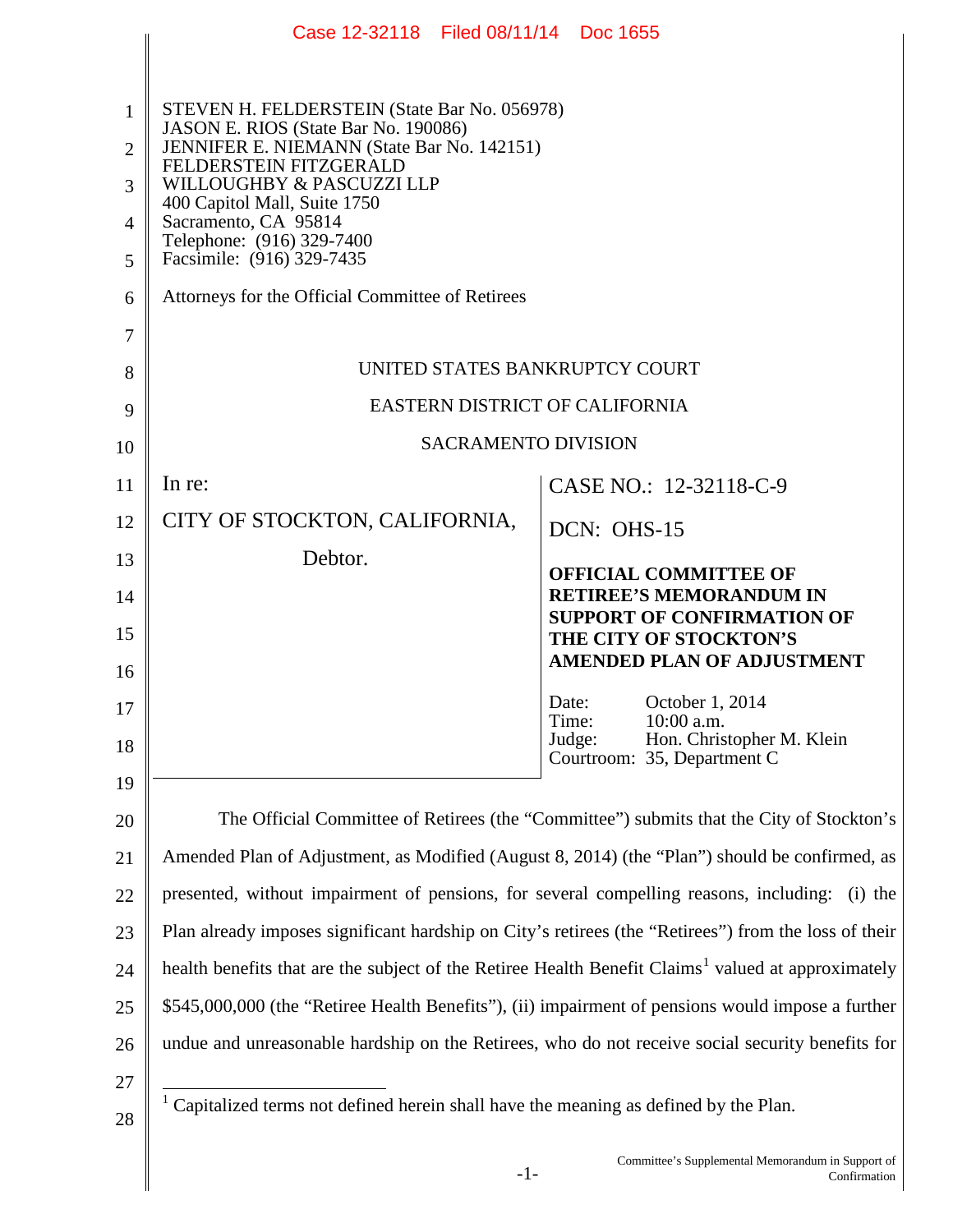STEVEN H. FELDERSTEIN (State Bar No. 056978)
JASON E. RIOS (State Bar No. 190086)
JENNIFER E. NIEMANN (State Bar No. 142151)
FELDERSTEIN FITZGERALD
WILLOUGHBY & PASCUZZI LLP
400 Capitol Mall, Suite 1750
Sacramento, CA 95814
Telephone: (916) 329-7400
Facsimile: (916) 329-7435

Attorneys for the Official Committee of Retirees

UNITED STATES BANKRUPTCY COURT

EASTERN DISTRICT OF CALIFORNIA

SACRAMENTO DIVISION

In re:

CITY OF STOCKTON, CALIFORNIA,

Debtor.

CASE NO.: 12-32118-C-9

DCN: OHS-15

**OFFICIAL COMMITTEE OF RETIREE'S MEMORANDUM IN SUPPORT OF CONFIRMATION OF THE CITY OF STOCKTON'S AMENDED PLAN OF ADJUSTMENT**

Date: October 1, 2014
Time: 10:00 a.m.
Judge: Hon. Christopher M. Klein
Courtroom: 35, Department C

The Official Committee of Retirees (the "Committee") submits that the City of Stockton's Amended Plan of Adjustment, as Modified (August 8, 2014) (the "Plan") should be confirmed, as presented, without impairment of pensions, for several compelling reasons, including: (i) the Plan already imposes significant hardship on City's retirees (the "Retirees") from the loss of their health benefits that are the subject of the Retiree Health Benefit Claims[1] valued at approximately $545,000,000 (the "Retiree Health Benefits"), (ii) impairment of pensions would impose a further undue and unreasonable hardship on the Retirees, who do not receive social security benefits for

[1] Capitalized terms not defined herein shall have the meaning as defined by the Plan.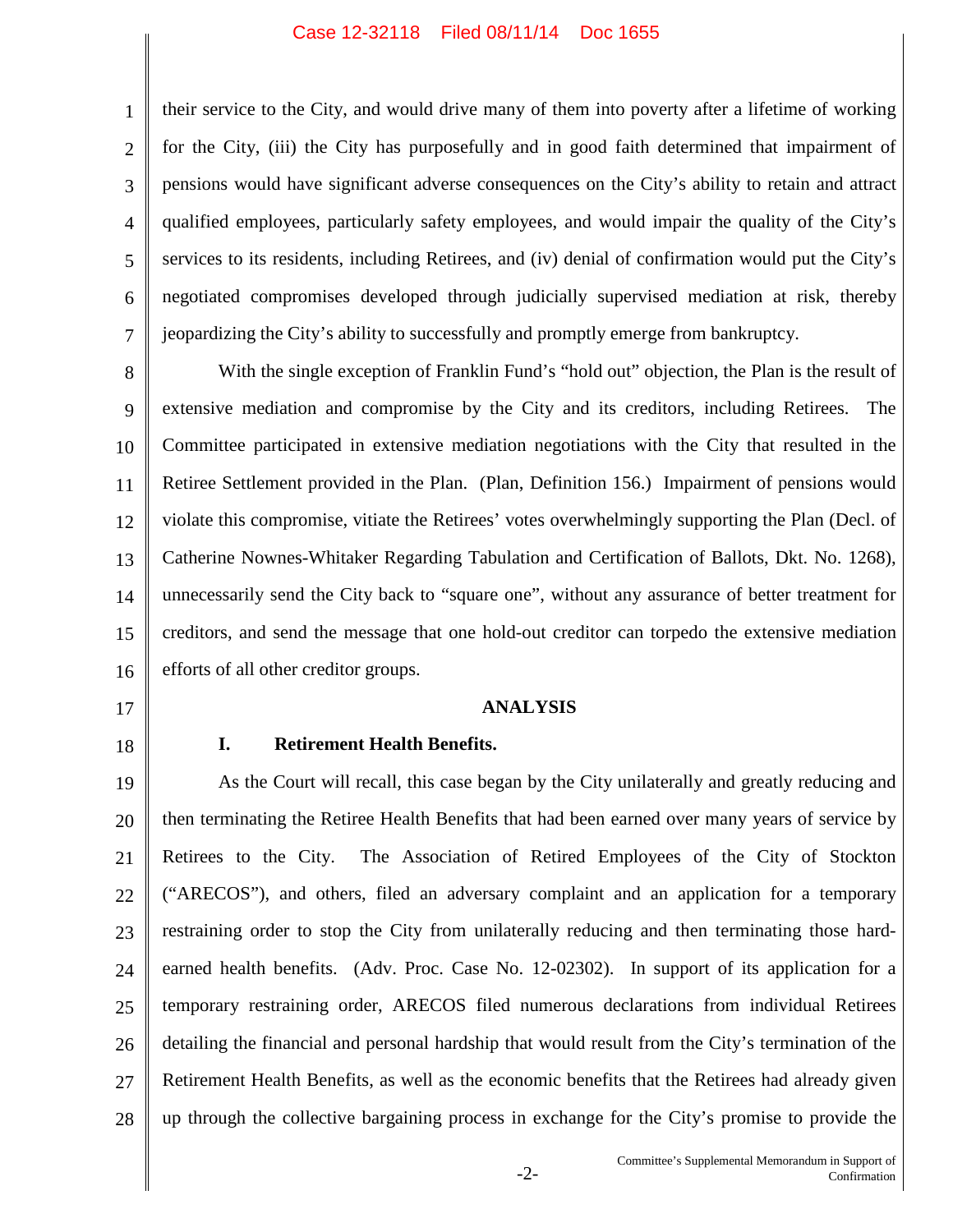their service to the City, and would drive many of them into poverty after a lifetime of working for the City, (iii) the City has purposefully and in good faith determined that impairment of pensions would have significant adverse consequences on the City's ability to retain and attract qualified employees, particularly safety employees, and would impair the quality of the City's services to its residents, including Retirees, and (iv) denial of confirmation would put the City's negotiated compromises developed through judicially supervised mediation at risk, thereby jeopardizing the City's ability to successfully and promptly emerge from bankruptcy.

With the single exception of Franklin Fund's "hold out" objection, the Plan is the result of extensive mediation and compromise by the City and its creditors, including Retirees. The Committee participated in extensive mediation negotiations with the City that resulted in the Retiree Settlement provided in the Plan. (Plan, Definition 156.) Impairment of pensions would violate this compromise, vitiate the Retirees' votes overwhelmingly supporting the Plan (Decl. of Catherine Nownes-Whitaker Regarding Tabulation and Certification of Ballots, Dkt. No. 1268), unnecessarily send the City back to "square one", without any assurance of better treatment for creditors, and send the message that one hold-out creditor can torpedo the extensive mediation efforts of all other creditor groups.

## ANALYSIS

### I. Retirement Health Benefits.

As the Court will recall, this case began by the City unilaterally and greatly reducing and then terminating the Retiree Health Benefits that had been earned over many years of service by Retirees to the City. The Association of Retired Employees of the City of Stockton ("ARECOS"), and others, filed an adversary complaint and an application for a temporary restraining order to stop the City from unilaterally reducing and then terminating those hard-earned health benefits. (Adv. Proc. Case No. 12-02302). In support of its application for a temporary restraining order, ARECOS filed numerous declarations from individual Retirees detailing the financial and personal hardship that would result from the City's termination of the Retirement Health Benefits, as well as the economic benefits that the Retirees had already given up through the collective bargaining process in exchange for the City's promise to provide the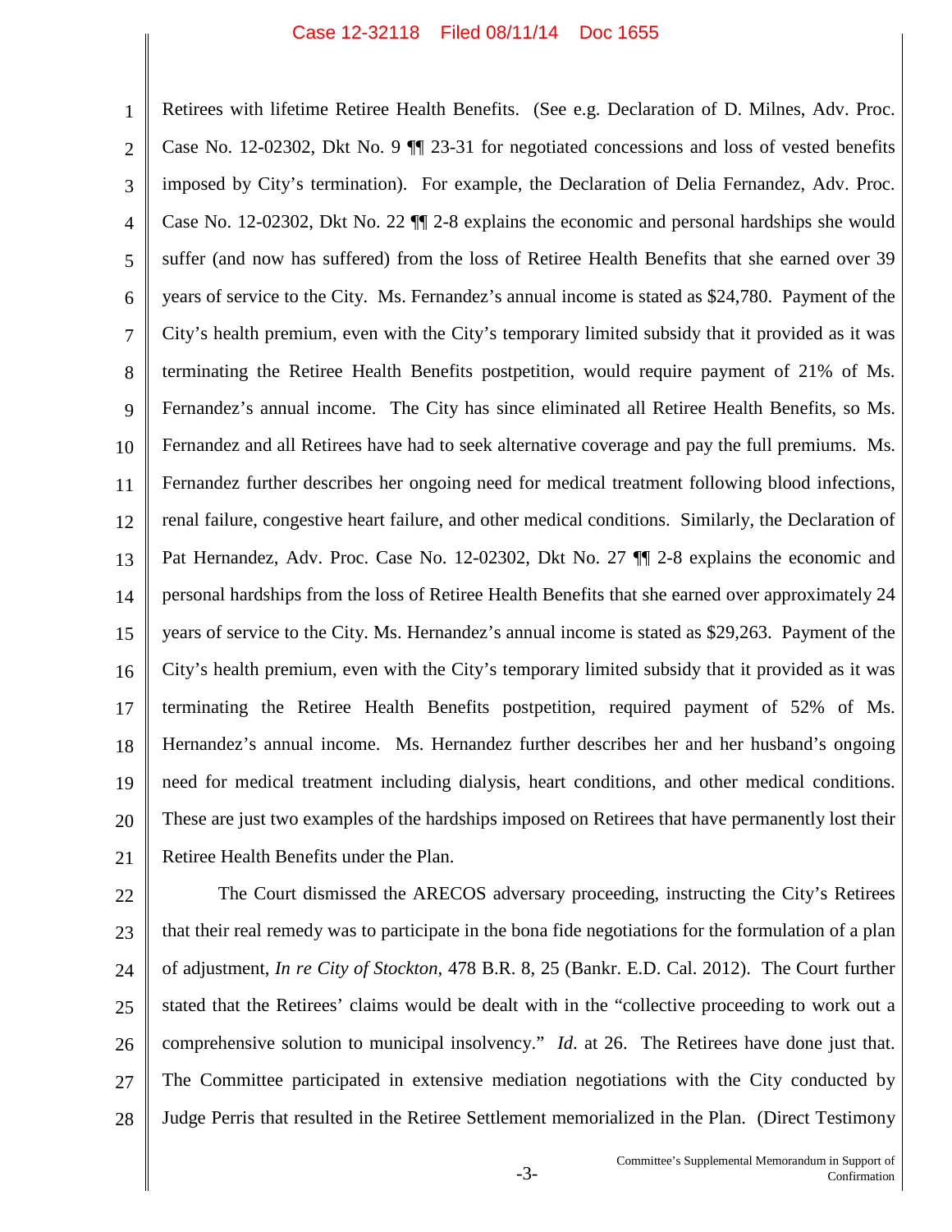Retirees with lifetime Retiree Health Benefits. (See e.g. Declaration of D. Milnes, Adv. Proc. Case No. 12-02302, Dkt No. 9 ¶¶ 23-31 for negotiated concessions and loss of vested benefits imposed by City's termination). For example, the Declaration of Delia Fernandez, Adv. Proc. Case No. 12-02302, Dkt No. 22 ¶¶ 2-8 explains the economic and personal hardships she would suffer (and now has suffered) from the loss of Retiree Health Benefits that she earned over 39 years of service to the City. Ms. Fernandez's annual income is stated as $24,780. Payment of the City's health premium, even with the City's temporary limited subsidy that it provided as it was terminating the Retiree Health Benefits postpetition, would require payment of 21% of Ms. Fernandez's annual income. The City has since eliminated all Retiree Health Benefits, so Ms. Fernandez and all Retirees have had to seek alternative coverage and pay the full premiums. Ms. Fernandez further describes her ongoing need for medical treatment following blood infections, renal failure, congestive heart failure, and other medical conditions. Similarly, the Declaration of Pat Hernandez, Adv. Proc. Case No. 12-02302, Dkt No. 27 ¶¶ 2-8 explains the economic and personal hardships from the loss of Retiree Health Benefits that she earned over approximately 24 years of service to the City. Ms. Hernandez's annual income is stated as $29,263. Payment of the City's health premium, even with the City's temporary limited subsidy that it provided as it was terminating the Retiree Health Benefits postpetition, required payment of 52% of Ms. Hernandez's annual income. Ms. Hernandez further describes her and her husband's ongoing need for medical treatment including dialysis, heart conditions, and other medical conditions. These are just two examples of the hardships imposed on Retirees that have permanently lost their Retiree Health Benefits under the Plan.

The Court dismissed the ARECOS adversary proceeding, instructing the City's Retirees that their real remedy was to participate in the bona fide negotiations for the formulation of a plan of adjustment, *In re City of Stockton*, 478 B.R. 8, 25 (Bankr. E.D. Cal. 2012). The Court further stated that the Retirees' claims would be dealt with in the "collective proceeding to work out a comprehensive solution to municipal insolvency." *Id.* at 26. The Retirees have done just that. The Committee participated in extensive mediation negotiations with the City conducted by Judge Perris that resulted in the Retiree Settlement memorialized in the Plan. (Direct Testimony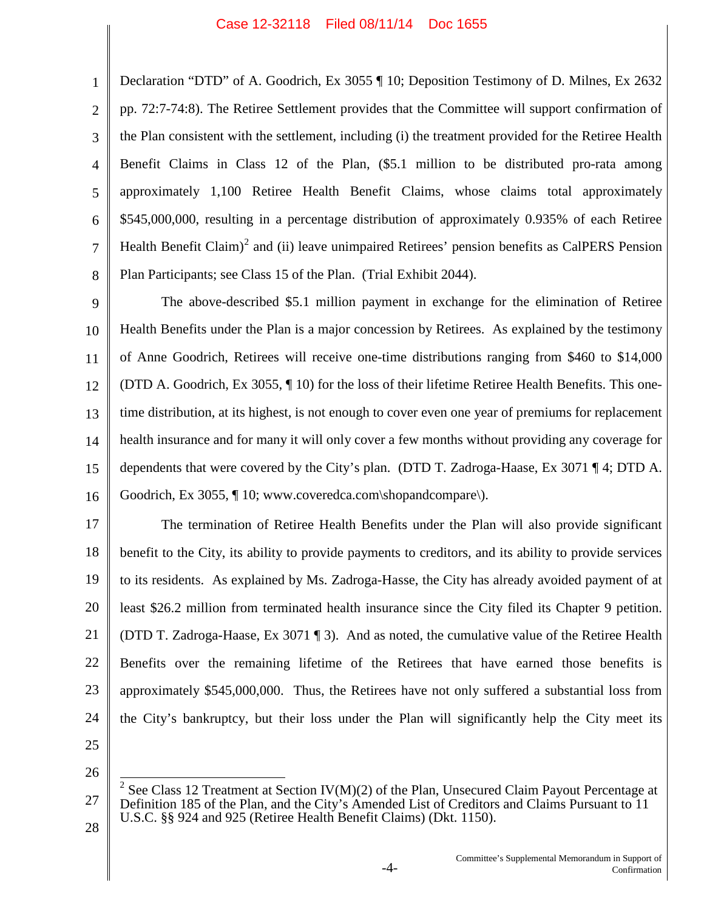Declaration "DTD" of A. Goodrich, Ex 3055 ¶ 10; Deposition Testimony of D. Milnes, Ex 2632 pp. 72:7-74:8). The Retiree Settlement provides that the Committee will support confirmation of the Plan consistent with the settlement, including (i) the treatment provided for the Retiree Health Benefit Claims in Class 12 of the Plan, ($5.1 million to be distributed pro-rata among approximately 1,100 Retiree Health Benefit Claims, whose claims total approximately $545,000,000, resulting in a percentage distribution of approximately 0.935% of each Retiree Health Benefit Claim)[2] and (ii) leave unimpaired Retirees' pension benefits as CalPERS Pension Plan Participants; see Class 15 of the Plan. (Trial Exhibit 2044).

The above-described $5.1 million payment in exchange for the elimination of Retiree Health Benefits under the Plan is a major concession by Retirees. As explained by the testimony of Anne Goodrich, Retirees will receive one-time distributions ranging from $460 to $14,000 (DTD A. Goodrich, Ex 3055, ¶ 10) for the loss of their lifetime Retiree Health Benefits. This one-time distribution, at its highest, is not enough to cover even one year of premiums for replacement health insurance and for many it will only cover a few months without providing any coverage for dependents that were covered by the City's plan. (DTD T. Zadroga-Haase, Ex 3071 ¶ 4; DTD A. Goodrich, Ex 3055, ¶ 10; www.coveredca.com\shopandcompare\).

The termination of Retiree Health Benefits under the Plan will also provide significant benefit to the City, its ability to provide payments to creditors, and its ability to provide services to its residents. As explained by Ms. Zadroga-Hasse, the City has already avoided payment of at least $26.2 million from terminated health insurance since the City filed its Chapter 9 petition. (DTD T. Zadroga-Haase, Ex 3071 ¶ 3). And as noted, the cumulative value of the Retiree Health Benefits over the remaining lifetime of the Retirees that have earned those benefits is approximately $545,000,000. Thus, the Retirees have not only suffered a substantial loss from the City's bankruptcy, but their loss under the Plan will significantly help the City meet its

---

[2] See Class 12 Treatment at Section IV(M)(2) of the Plan, Unsecured Claim Payout Percentage at Definition 185 of the Plan, and the City's Amended List of Creditors and Claims Pursuant to 11 U.S.C. §§ 924 and 925 (Retiree Health Benefit Claims) (Dkt. 1150).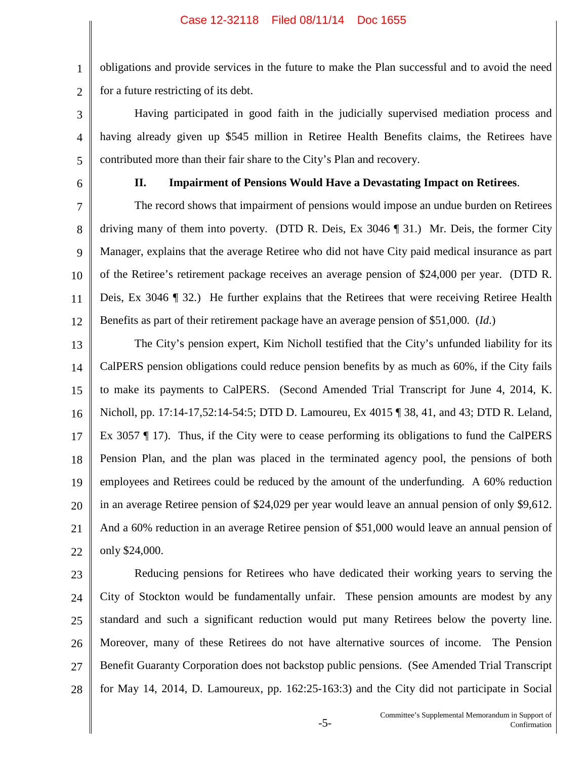obligations and provide services in the future to make the Plan successful and to avoid the need for a future restricting of its debt.

Having participated in good faith in the judicially supervised mediation process and having already given up $545 million in Retiree Health Benefits claims, the Retirees have contributed more than their fair share to the City's Plan and recovery.

## II. Impairment of Pensions Would Have a Devastating Impact on Retirees.

The record shows that impairment of pensions would impose an undue burden on Retirees driving many of them into poverty. (DTD R. Deis, Ex 3046 ¶ 31.) Mr. Deis, the former City Manager, explains that the average Retiree who did not have City paid medical insurance as part of the Retiree's retirement package receives an average pension of $24,000 per year. (DTD R. Deis, Ex 3046 ¶ 32.) He further explains that the Retirees that were receiving Retiree Health Benefits as part of their retirement package have an average pension of $51,000. (*Id.*)

The City's pension expert, Kim Nicholl testified that the City's unfunded liability for its CalPERS pension obligations could reduce pension benefits by as much as 60%, if the City fails to make its payments to CalPERS. (Second Amended Trial Transcript for June 4, 2014, K. Nicholl, pp. 17:14-17,52:14-54:5; DTD D. Lamoureu, Ex 4015 ¶ 38, 41, and 43; DTD R. Leland, Ex 3057 ¶ 17). Thus, if the City were to cease performing its obligations to fund the CalPERS Pension Plan, and the plan was placed in the terminated agency pool, the pensions of both employees and Retirees could be reduced by the amount of the underfunding. A 60% reduction in an average Retiree pension of $24,029 per year would leave an annual pension of only $9,612. And a 60% reduction in an average Retiree pension of $51,000 would leave an annual pension of only $24,000.

Reducing pensions for Retirees who have dedicated their working years to serving the City of Stockton would be fundamentally unfair. These pension amounts are modest by any standard and such a significant reduction would put many Retirees below the poverty line. Moreover, many of these Retirees do not have alternative sources of income. The Pension Benefit Guaranty Corporation does not backstop public pensions. (See Amended Trial Transcript for May 14, 2014, D. Lamoureux, pp. 162:25-163:3) and the City did not participate in Social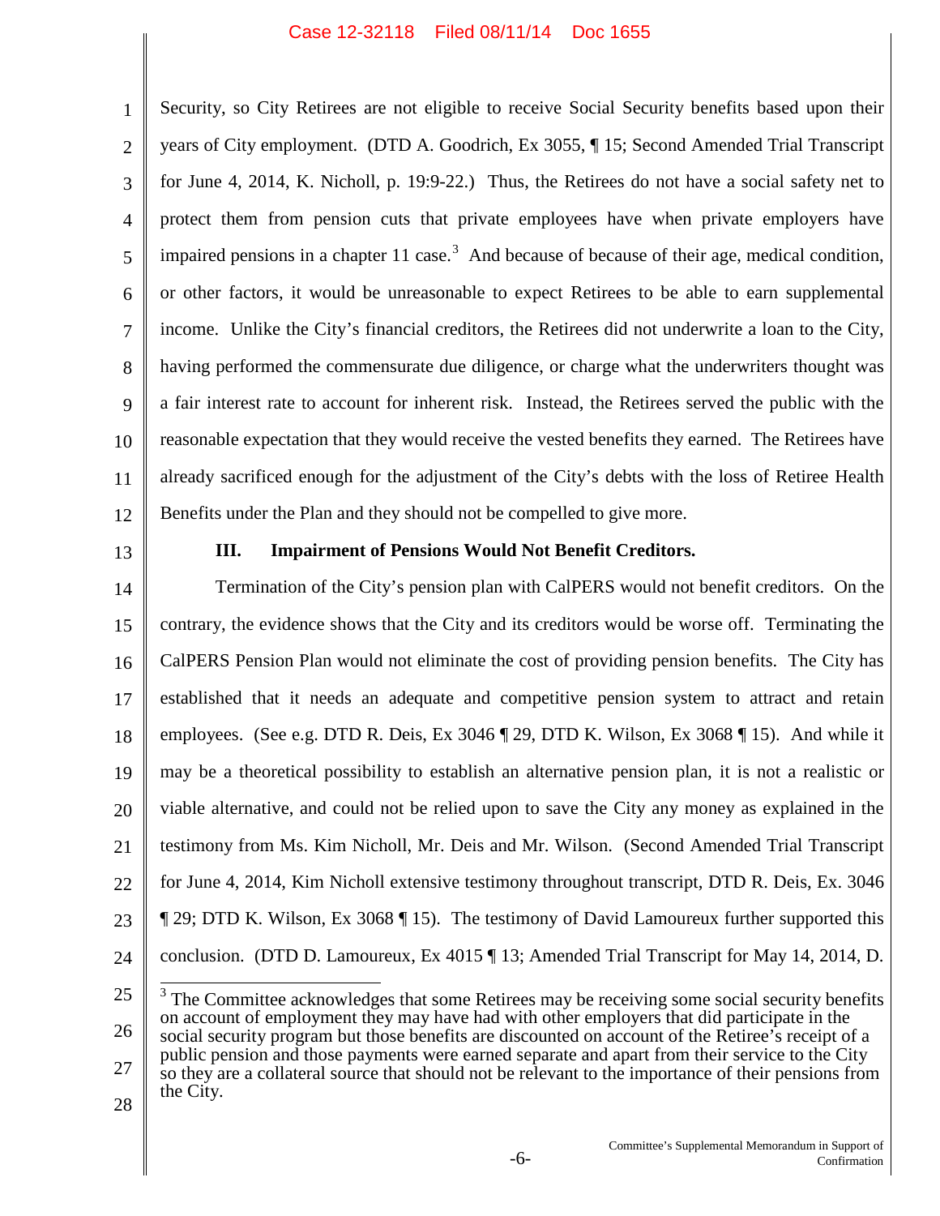Security, so City Retirees are not eligible to receive Social Security benefits based upon their years of City employment. (DTD A. Goodrich, Ex 3055, ¶ 15; Second Amended Trial Transcript for June 4, 2014, K. Nicholl, p. 19:9-22.) Thus, the Retirees do not have a social safety net to protect them from pension cuts that private employees have when private employers have impaired pensions in a chapter 11 case.[3] And because of because of their age, medical condition, or other factors, it would be unreasonable to expect Retirees to be able to earn supplemental income. Unlike the City's financial creditors, the Retirees did not underwrite a loan to the City, having performed the commensurate due diligence, or charge what the underwriters thought was a fair interest rate to account for inherent risk. Instead, the Retirees served the public with the reasonable expectation that they would receive the vested benefits they earned. The Retirees have already sacrificed enough for the adjustment of the City's debts with the loss of Retiree Health Benefits under the Plan and they should not be compelled to give more.

## III. Impairment of Pensions Would Not Benefit Creditors.

Termination of the City's pension plan with CalPERS would not benefit creditors. On the contrary, the evidence shows that the City and its creditors would be worse off. Terminating the CalPERS Pension Plan would not eliminate the cost of providing pension benefits. The City has established that it needs an adequate and competitive pension system to attract and retain employees. (See e.g. DTD R. Deis, Ex 3046 ¶ 29, DTD K. Wilson, Ex 3068 ¶ 15). And while it may be a theoretical possibility to establish an alternative pension plan, it is not a realistic or viable alternative, and could not be relied upon to save the City any money as explained in the testimony from Ms. Kim Nicholl, Mr. Deis and Mr. Wilson. (Second Amended Trial Transcript for June 4, 2014, Kim Nicholl extensive testimony throughout transcript, DTD R. Deis, Ex. 3046 ¶ 29; DTD K. Wilson, Ex 3068 ¶ 15). The testimony of David Lamoureux further supported this conclusion. (DTD D. Lamoureux, Ex 4015 ¶ 13; Amended Trial Transcript for May 14, 2014, D.

---

[3] The Committee acknowledges that some Retirees may be receiving some social security benefits on account of employment they may have had with other employers that did participate in the social security program but those benefits are discounted on account of the Retiree's receipt of a public pension and those payments were earned separate and apart from their service to the City so they are a collateral source that should not be relevant to the importance of their pensions from the City.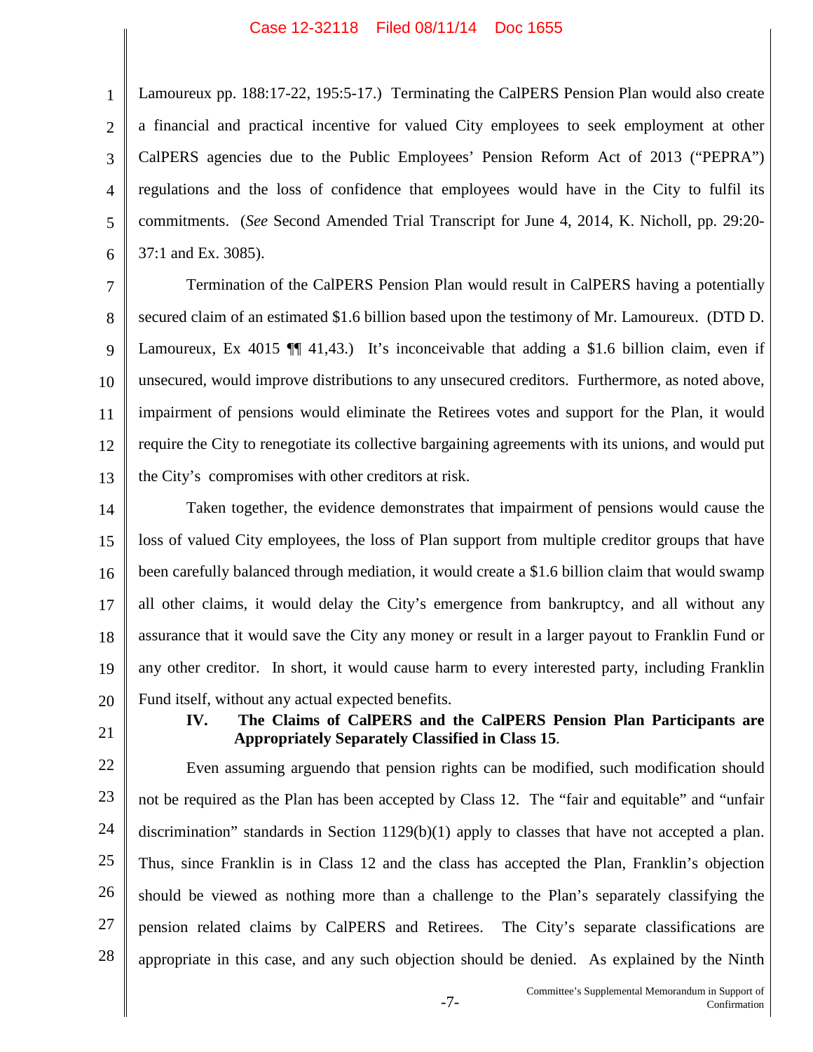Lamoureux pp. 188:17-22, 195:5-17.) Terminating the CalPERS Pension Plan would also create a financial and practical incentive for valued City employees to seek employment at other CalPERS agencies due to the Public Employees' Pension Reform Act of 2013 ("PEPRA") regulations and the loss of confidence that employees would have in the City to fulfil its commitments. (*See* Second Amended Trial Transcript for June 4, 2014, K. Nicholl, pp. 29:20-37:1 and Ex. 3085).

Termination of the CalPERS Pension Plan would result in CalPERS having a potentially secured claim of an estimated $1.6 billion based upon the testimony of Mr. Lamoureux. (DTD D. Lamoureux, Ex 4015 ¶¶ 41,43.) It's inconceivable that adding a $1.6 billion claim, even if unsecured, would improve distributions to any unsecured creditors. Furthermore, as noted above, impairment of pensions would eliminate the Retirees votes and support for the Plan, it would require the City to renegotiate its collective bargaining agreements with its unions, and would put the City's compromises with other creditors at risk.

Taken together, the evidence demonstrates that impairment of pensions would cause the loss of valued City employees, the loss of Plan support from multiple creditor groups that have been carefully balanced through mediation, it would create a $1.6 billion claim that would swamp all other claims, it would delay the City's emergence from bankruptcy, and all without any assurance that it would save the City any money or result in a larger payout to Franklin Fund or any other creditor. In short, it would cause harm to every interested party, including Franklin Fund itself, without any actual expected benefits.

### IV. The Claims of CalPERS and the CalPERS Pension Plan Participants are Appropriately Separately Classified in Class 15.

Even assuming arguendo that pension rights can be modified, such modification should not be required as the Plan has been accepted by Class 12. The "fair and equitable" and "unfair discrimination" standards in Section 1129(b)(1) apply to classes that have not accepted a plan. Thus, since Franklin is in Class 12 and the class has accepted the Plan, Franklin's objection should be viewed as nothing more than a challenge to the Plan's separately classifying the pension related claims by CalPERS and Retirees. The City's separate classifications are appropriate in this case, and any such objection should be denied. As explained by the Ninth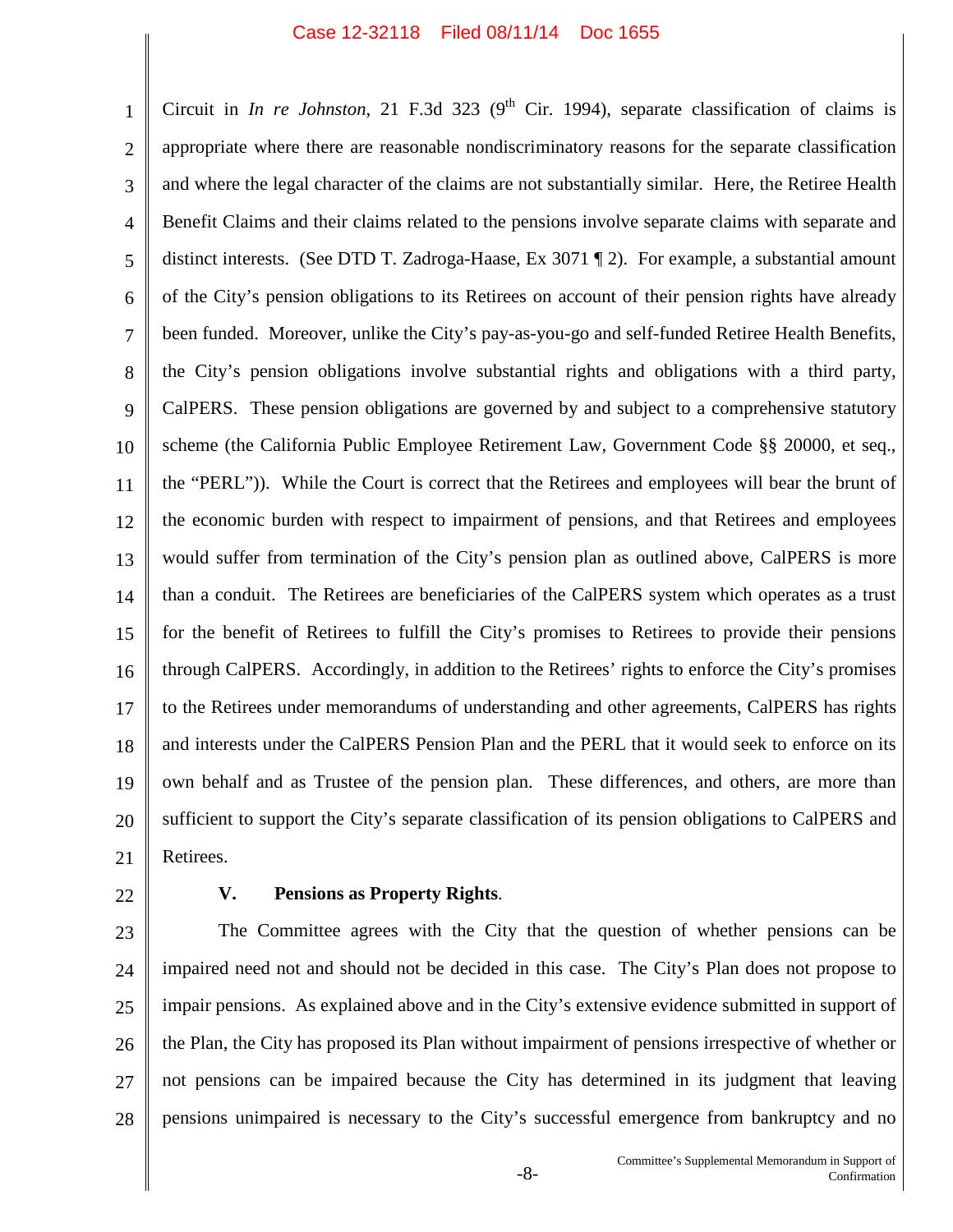Circuit in *In re Johnston*, 21 F.3d 323 (9th Cir. 1994), separate classification of claims is appropriate where there are reasonable nondiscriminatory reasons for the separate classification and where the legal character of the claims are not substantially similar. Here, the Retiree Health Benefit Claims and their claims related to the pensions involve separate claims with separate and distinct interests. (See DTD T. Zadroga-Haase, Ex 3071 ¶ 2). For example, a substantial amount of the City's pension obligations to its Retirees on account of their pension rights have already been funded. Moreover, unlike the City's pay-as-you-go and self-funded Retiree Health Benefits, the City's pension obligations involve substantial rights and obligations with a third party, CalPERS. These pension obligations are governed by and subject to a comprehensive statutory scheme (the California Public Employee Retirement Law, Government Code §§ 20000, et seq., the "PERL")). While the Court is correct that the Retirees and employees will bear the brunt of the economic burden with respect to impairment of pensions, and that Retirees and employees would suffer from termination of the City's pension plan as outlined above, CalPERS is more than a conduit. The Retirees are beneficiaries of the CalPERS system which operates as a trust for the benefit of Retirees to fulfill the City's promises to Retirees to provide their pensions through CalPERS. Accordingly, in addition to the Retirees' rights to enforce the City's promises to the Retirees under memorandums of understanding and other agreements, CalPERS has rights and interests under the CalPERS Pension Plan and the PERL that it would seek to enforce on its own behalf and as Trustee of the pension plan. These differences, and others, are more than sufficient to support the City's separate classification of its pension obligations to CalPERS and Retirees.

**V. Pensions as Property Rights**.

The Committee agrees with the City that the question of whether pensions can be impaired need not and should not be decided in this case. The City's Plan does not propose to impair pensions. As explained above and in the City's extensive evidence submitted in support of the Plan, the City has proposed its Plan without impairment of pensions irrespective of whether or not pensions can be impaired because the City has determined in its judgment that leaving pensions unimpaired is necessary to the City's successful emergence from bankruptcy and no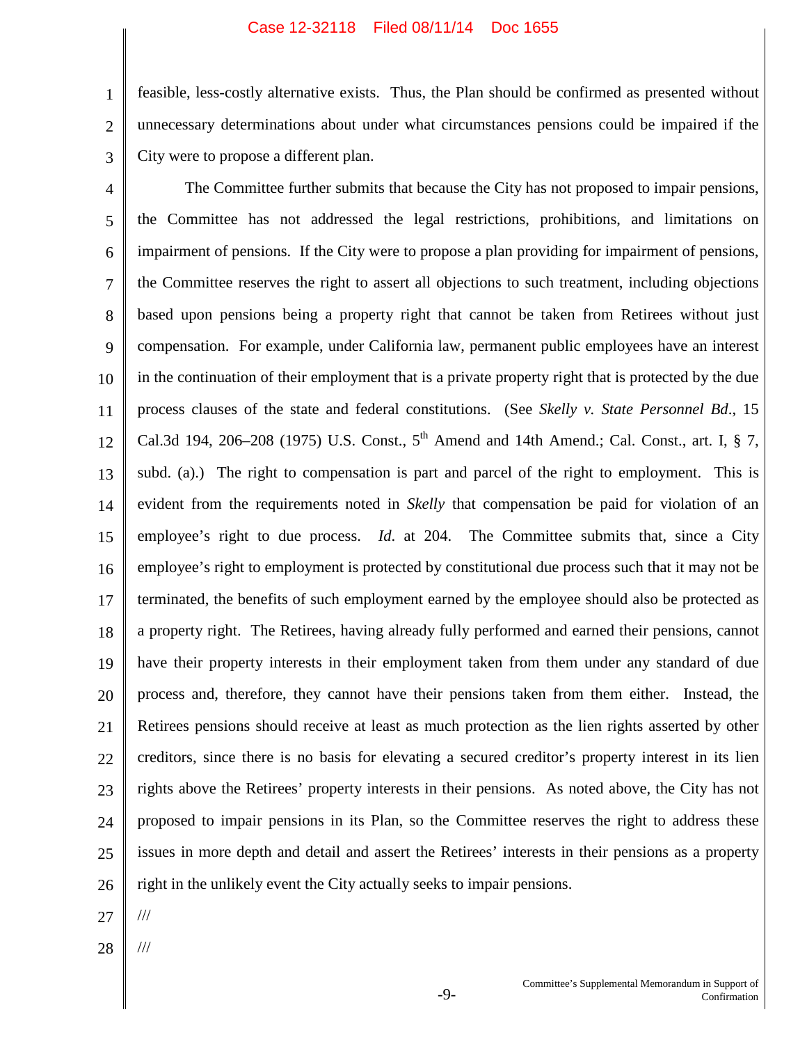feasible, less-costly alternative exists. Thus, the Plan should be confirmed as presented without unnecessary determinations about under what circumstances pensions could be impaired if the City were to propose a different plan.

The Committee further submits that because the City has not proposed to impair pensions, the Committee has not addressed the legal restrictions, prohibitions, and limitations on impairment of pensions. If the City were to propose a plan providing for impairment of pensions, the Committee reserves the right to assert all objections to such treatment, including objections based upon pensions being a property right that cannot be taken from Retirees without just compensation. For example, under California law, permanent public employees have an interest in the continuation of their employment that is a private property right that is protected by the due process clauses of the state and federal constitutions. (See *Skelly v. State Personnel Bd*., 15 Cal.3d 194, 206–208 (1975) U.S. Const., 5th Amend and 14th Amend.; Cal. Const., art. I, § 7, subd. (a).) The right to compensation is part and parcel of the right to employment. This is evident from the requirements noted in *Skelly* that compensation be paid for violation of an employee's right to due process. *Id*. at 204. The Committee submits that, since a City employee's right to employment is protected by constitutional due process such that it may not be terminated, the benefits of such employment earned by the employee should also be protected as a property right. The Retirees, having already fully performed and earned their pensions, cannot have their property interests in their employment taken from them under any standard of due process and, therefore, they cannot have their pensions taken from them either. Instead, the Retirees pensions should receive at least as much protection as the lien rights asserted by other creditors, since there is no basis for elevating a secured creditor's property interest in its lien rights above the Retirees' property interests in their pensions. As noted above, the City has not proposed to impair pensions in its Plan, so the Committee reserves the right to address these issues in more depth and detail and assert the Retirees' interests in their pensions as a property right in the unlikely event the City actually seeks to impair pensions.

///

///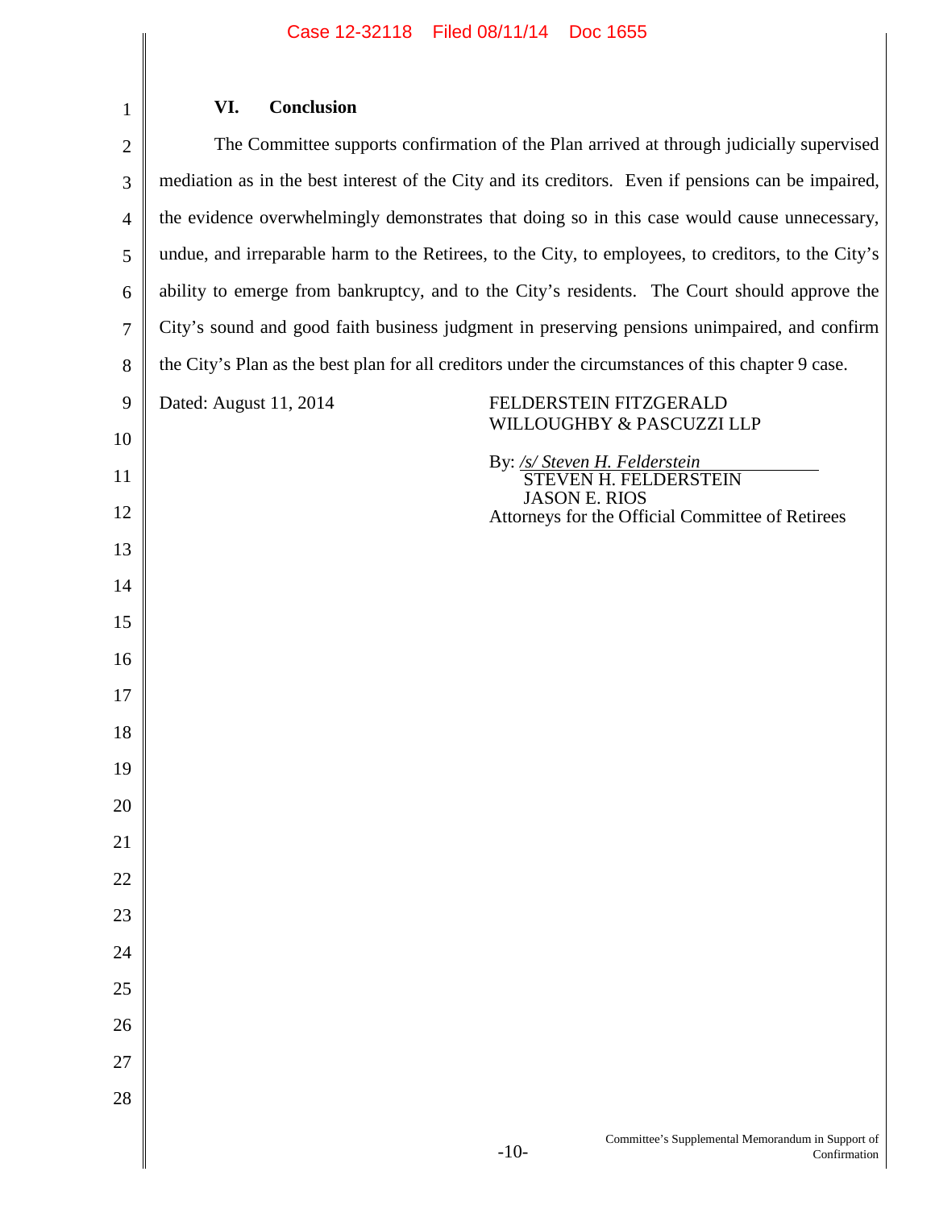## VI. Conclusion

The Committee supports confirmation of the Plan arrived at through judicially supervised mediation as in the best interest of the City and its creditors. Even if pensions can be impaired, the evidence overwhelmingly demonstrates that doing so in this case would cause unnecessary, undue, and irreparable harm to the Retirees, to the City, to employees, to creditors, to the City's ability to emerge from bankruptcy, and to the City's residents. The Court should approve the City's sound and good faith business judgment in preserving pensions unimpaired, and confirm the City's Plan as the best plan for all creditors under the circumstances of this chapter 9 case.

Dated: August 11, 2014

FELDERSTEIN FITZGERALD
WILLOUGHBY & PASCUZZI LLP

By: */s/ Steven H. Felderstein*
STEVEN H. FELDERSTEIN
JASON E. RIOS
Attorneys for the Official Committee of Retirees